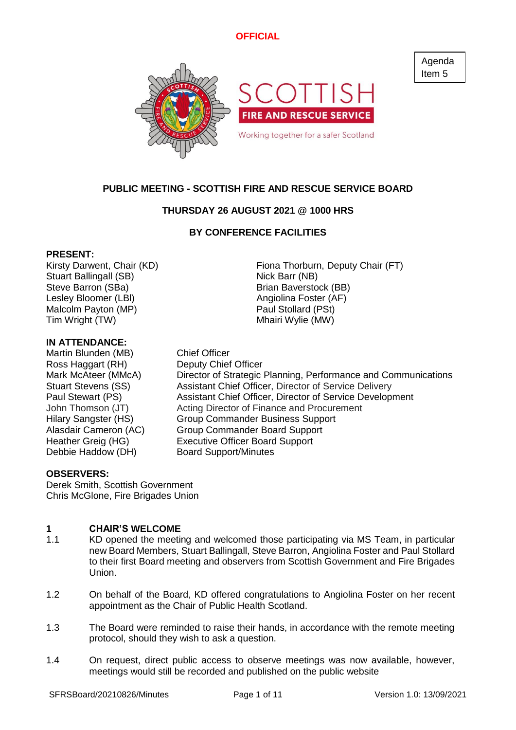OFFICIAL

Agenda Item 5

SCOTTISH FIRE AND RESCUE SERVICE

Working together for a safer Scotland

**PUBLIC MEETING - SCOTTISH FIRE AND RESCUE SERVICE BOARD**

**THURSDAY 26 AUGUST 2021 @ 1000 HRS**

**BY CONFERENCE FACILITIES**

**PRESENT:**

Kirsty Darwent, Chair (KD)
Stuart Ballingall (SB)
Steve Barron (SBa)
Lesley Bloomer (LBl)
Malcolm Payton (MP)
Tim Wright (TW)
Fiona Thorburn, Deputy Chair (FT)
Nick Barr (NB)
Brian Baverstock (BB)
Angiolina Foster (AF)
Paul Stollard (PSt)
Mhairi Wylie (MW)

**IN ATTENDANCE:**

| | |
|---|---|
| Martin Blunden (MB) | Chief Officer |
| Ross Haggart (RH) | Deputy Chief Officer |
| Mark McAteer (MMcA) | Director of Strategic Planning, Performance and Communications |
| Stuart Stevens (SS) | Assistant Chief Officer, Director of Service Delivery |
| Paul Stewart (PS) | Assistant Chief Officer, Director of Service Development |
| John Thomson (JT) | Acting Director of Finance and Procurement |
| Hilary Sangster (HS) | Group Commander Business Support |
| Alasdair Cameron (AC) | Group Commander Board Support |
| Heather Greig (HG) | Executive Officer Board Support |
| Debbie Haddow (DH) | Board Support/Minutes |

**OBSERVERS:**

Derek Smith, Scottish Government
Chris McGlone, Fire Brigades Union

## 1 CHAIR'S WELCOME

1.1 KD opened the meeting and welcomed those participating via MS Team, in particular new Board Members, Stuart Ballingall, Steve Barron, Angiolina Foster and Paul Stollard to their first Board meeting and observers from Scottish Government and Fire Brigades Union.

1.2 On behalf of the Board, KD offered congratulations to Angiolina Foster on her recent appointment as the Chair of Public Health Scotland.

1.3 The Board were reminded to raise their hands, in accordance with the remote meeting protocol, should they wish to ask a question.

1.4 On request, direct public access to observe meetings was now available, however, meetings would still be recorded and published on the public website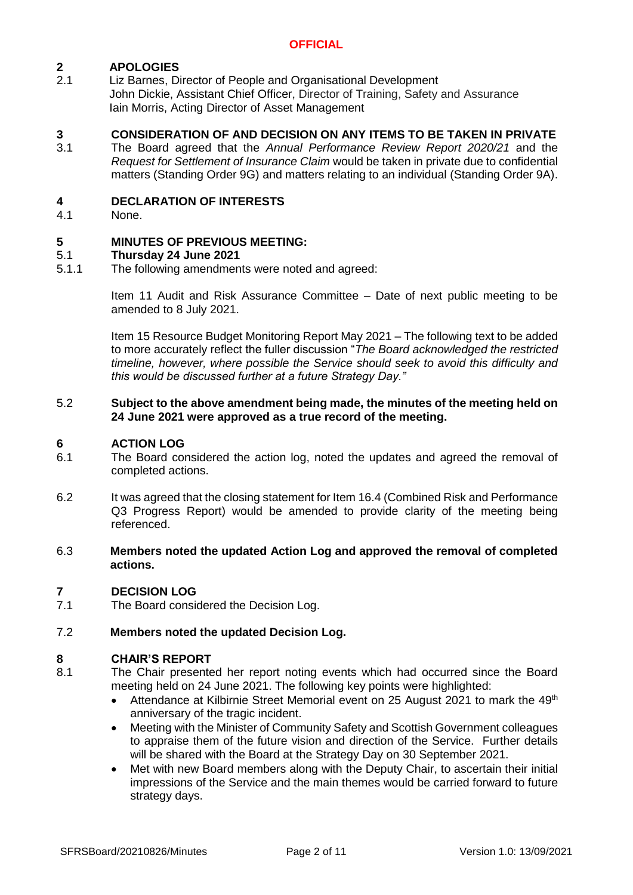**OFFICIAL**

## 2 APOLOGIES

2.1 Liz Barnes, Director of People and Organisational Development
John Dickie, Assistant Chief Officer, Director of Training, Safety and Assurance
Iain Morris, Acting Director of Asset Management

## 3 CONSIDERATION OF AND DECISION ON ANY ITEMS TO BE TAKEN IN PRIVATE

3.1 The Board agreed that the *Annual Performance Review Report 2020/21* and the *Request for Settlement of Insurance Claim* would be taken in private due to confidential matters (Standing Order 9G) and matters relating to an individual (Standing Order 9A).

## 4 DECLARATION OF INTERESTS

4.1 None.

## 5 MINUTES OF PREVIOUS MEETING:

### 5.1 Thursday 24 June 2021

5.1.1 The following amendments were noted and agreed:

Item 11 Audit and Risk Assurance Committee – Date of next public meeting to be amended to 8 July 2021.

Item 15 Resource Budget Monitoring Report May 2021 – The following text to be added to more accurately reflect the fuller discussion "*The Board acknowledged the restricted timeline, however, where possible the Service should seek to avoid this difficulty and this would be discussed further at a future Strategy Day.*"

5.2 **Subject to the above amendment being made, the minutes of the meeting held on 24 June 2021 were approved as a true record of the meeting.**

## 6 ACTION LOG

6.1 The Board considered the action log, noted the updates and agreed the removal of completed actions.

6.2 It was agreed that the closing statement for Item 16.4 (Combined Risk and Performance Q3 Progress Report) would be amended to provide clarity of the meeting being referenced.

6.3 **Members noted the updated Action Log and approved the removal of completed actions.**

## 7 DECISION LOG

7.1 The Board considered the Decision Log.

7.2 **Members noted the updated Decision Log.**

## 8 CHAIR'S REPORT

8.1 The Chair presented her report noting events which had occurred since the Board meeting held on 24 June 2021. The following key points were highlighted:

- Attendance at Kilbirnie Street Memorial event on 25 August 2021 to mark the 49th anniversary of the tragic incident.
- Meeting with the Minister of Community Safety and Scottish Government colleagues to appraise them of the future vision and direction of the Service. Further details will be shared with the Board at the Strategy Day on 30 September 2021.
- Met with new Board members along with the Deputy Chair, to ascertain their initial impressions of the Service and the main themes would be carried forward to future strategy days.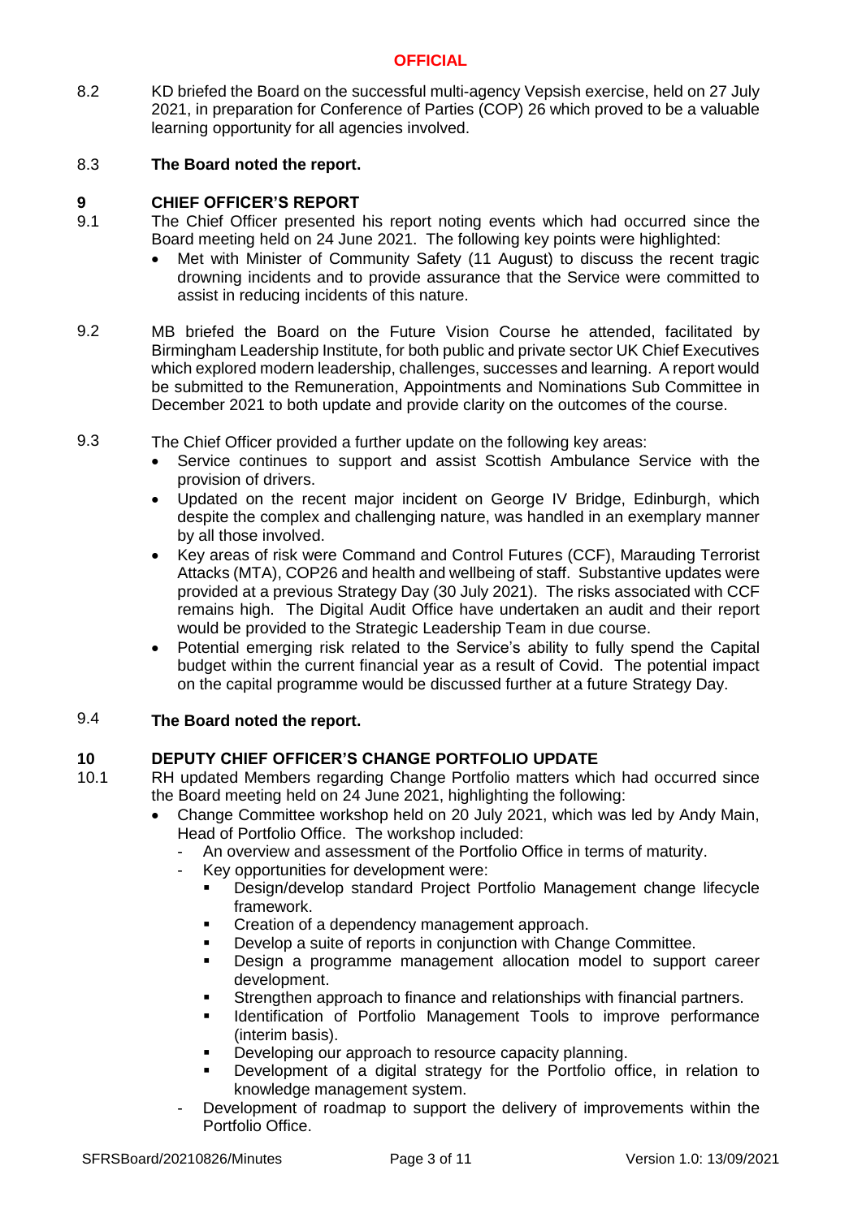8.2 KD briefed the Board on the successful multi-agency Vepsish exercise, held on 27 July 2021, in preparation for Conference of Parties (COP) 26 which proved to be a valuable learning opportunity for all agencies involved.

8.3 **The Board noted the report.**

## 9 CHIEF OFFICER'S REPORT

9.1 The Chief Officer presented his report noting events which had occurred since the Board meeting held on 24 June 2021. The following key points were highlighted:

- Met with Minister of Community Safety (11 August) to discuss the recent tragic drowning incidents and to provide assurance that the Service were committed to assist in reducing incidents of this nature.

9.2 MB briefed the Board on the Future Vision Course he attended, facilitated by Birmingham Leadership Institute, for both public and private sector UK Chief Executives which explored modern leadership, challenges, successes and learning. A report would be submitted to the Remuneration, Appointments and Nominations Sub Committee in December 2021 to both update and provide clarity on the outcomes of the course.

9.3 The Chief Officer provided a further update on the following key areas:

- Service continues to support and assist Scottish Ambulance Service with the provision of drivers.
- Updated on the recent major incident on George IV Bridge, Edinburgh, which despite the complex and challenging nature, was handled in an exemplary manner by all those involved.
- Key areas of risk were Command and Control Futures (CCF), Marauding Terrorist Attacks (MTA), COP26 and health and wellbeing of staff. Substantive updates were provided at a previous Strategy Day (30 July 2021). The risks associated with CCF remains high. The Digital Audit Office have undertaken an audit and their report would be provided to the Strategic Leadership Team in due course.
- Potential emerging risk related to the Service's ability to fully spend the Capital budget within the current financial year as a result of Covid. The potential impact on the capital programme would be discussed further at a future Strategy Day.

9.4 **The Board noted the report.**

## 10 DEPUTY CHIEF OFFICER'S CHANGE PORTFOLIO UPDATE

10.1 RH updated Members regarding Change Portfolio matters which had occurred since the Board meeting held on 24 June 2021, highlighting the following:

- Change Committee workshop held on 20 July 2021, which was led by Andy Main, Head of Portfolio Office. The workshop included:
  - An overview and assessment of the Portfolio Office in terms of maturity.
  - Key opportunities for development were:
    - Design/develop standard Project Portfolio Management change lifecycle framework.
    - Creation of a dependency management approach.
    - Develop a suite of reports in conjunction with Change Committee.
    - Design a programme management allocation model to support career development.
    - Strengthen approach to finance and relationships with financial partners.
    - Identification of Portfolio Management Tools to improve performance (interim basis).
    - Developing our approach to resource capacity planning.
    - Development of a digital strategy for the Portfolio office, in relation to knowledge management system.
  - Development of roadmap to support the delivery of improvements within the Portfolio Office.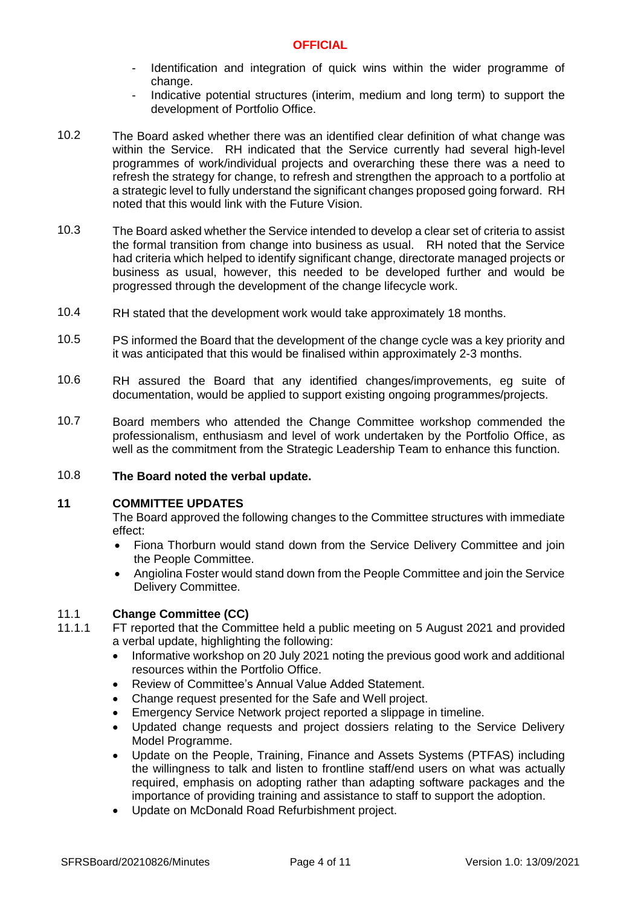- Identification and integration of quick wins within the wider programme of change.
- Indicative potential structures (interim, medium and long term) to support the development of Portfolio Office.

10.2 The Board asked whether there was an identified clear definition of what change was within the Service. RH indicated that the Service currently had several high-level programmes of work/individual projects and overarching these there was a need to refresh the strategy for change, to refresh and strengthen the approach to a portfolio at a strategic level to fully understand the significant changes proposed going forward. RH noted that this would link with the Future Vision.

10.3 The Board asked whether the Service intended to develop a clear set of criteria to assist the formal transition from change into business as usual. RH noted that the Service had criteria which helped to identify significant change, directorate managed projects or business as usual, however, this needed to be developed further and would be progressed through the development of the change lifecycle work.

10.4 RH stated that the development work would take approximately 18 months.

10.5 PS informed the Board that the development of the change cycle was a key priority and it was anticipated that this would be finalised within approximately 2-3 months.

10.6 RH assured the Board that any identified changes/improvements, eg suite of documentation, would be applied to support existing ongoing programmes/projects.

10.7 Board members who attended the Change Committee workshop commended the professionalism, enthusiasm and level of work undertaken by the Portfolio Office, as well as the commitment from the Strategic Leadership Team to enhance this function.

10.8 **The Board noted the verbal update.**

## 11 COMMITTEE UPDATES

The Board approved the following changes to the Committee structures with immediate effect:

- Fiona Thorburn would stand down from the Service Delivery Committee and join the People Committee.
- Angiolina Foster would stand down from the People Committee and join the Service Delivery Committee.

### 11.1 Change Committee (CC)

11.1.1 FT reported that the Committee held a public meeting on 5 August 2021 and provided a verbal update, highlighting the following:

- Informative workshop on 20 July 2021 noting the previous good work and additional resources within the Portfolio Office.
- Review of Committee's Annual Value Added Statement.
- Change request presented for the Safe and Well project.
- Emergency Service Network project reported a slippage in timeline.
- Updated change requests and project dossiers relating to the Service Delivery Model Programme.
- Update on the People, Training, Finance and Assets Systems (PTFAS) including the willingness to talk and listen to frontline staff/end users on what was actually required, emphasis on adopting rather than adapting software packages and the importance of providing training and assistance to staff to support the adoption.
- Update on McDonald Road Refurbishment project.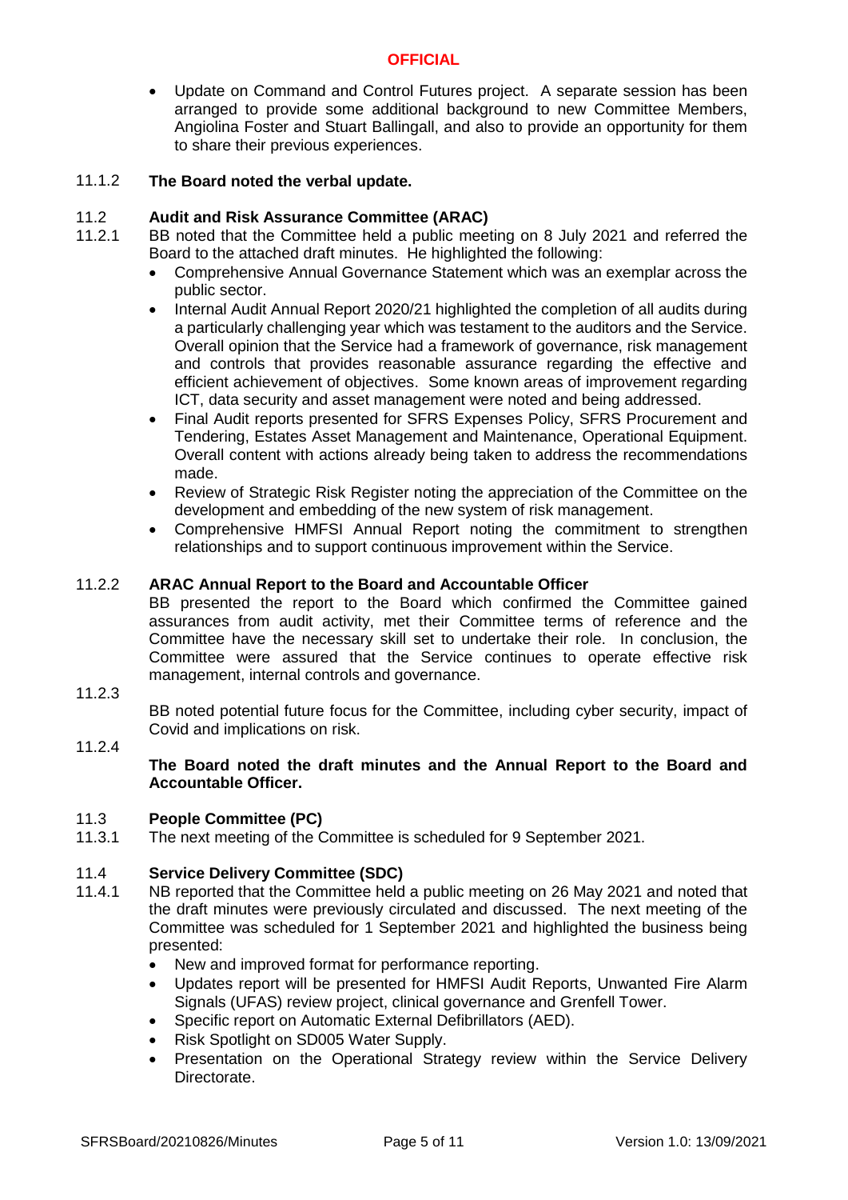- Update on Command and Control Futures project. A separate session has been arranged to provide some additional background to new Committee Members, Angiolina Foster and Stuart Ballingall, and also to provide an opportunity for them to share their previous experiences.

11.1.2 **The Board noted the verbal update.**

11.2 **Audit and Risk Assurance Committee (ARAC)**

11.2.1 BB noted that the Committee held a public meeting on 8 July 2021 and referred the Board to the attached draft minutes. He highlighted the following:

- Comprehensive Annual Governance Statement which was an exemplar across the public sector.
- Internal Audit Annual Report 2020/21 highlighted the completion of all audits during a particularly challenging year which was testament to the auditors and the Service. Overall opinion that the Service had a framework of governance, risk management and controls that provides reasonable assurance regarding the effective and efficient achievement of objectives. Some known areas of improvement regarding ICT, data security and asset management were noted and being addressed.
- Final Audit reports presented for SFRS Expenses Policy, SFRS Procurement and Tendering, Estates Asset Management and Maintenance, Operational Equipment. Overall content with actions already being taken to address the recommendations made.
- Review of Strategic Risk Register noting the appreciation of the Committee on the development and embedding of the new system of risk management.
- Comprehensive HMFSI Annual Report noting the commitment to strengthen relationships and to support continuous improvement within the Service.

11.2.2 **ARAC Annual Report to the Board and Accountable Officer**

BB presented the report to the Board which confirmed the Committee gained assurances from audit activity, met their Committee terms of reference and the Committee have the necessary skill set to undertake their role. In conclusion, the Committee were assured that the Service continues to operate effective risk management, internal controls and governance.

11.2.3 BB noted potential future focus for the Committee, including cyber security, impact of Covid and implications on risk.

11.2.4 **The Board noted the draft minutes and the Annual Report to the Board and Accountable Officer.**

11.3 **People Committee (PC)**

11.3.1 The next meeting of the Committee is scheduled for 9 September 2021.

11.4 **Service Delivery Committee (SDC)**

11.4.1 NB reported that the Committee held a public meeting on 26 May 2021 and noted that the draft minutes were previously circulated and discussed. The next meeting of the Committee was scheduled for 1 September 2021 and highlighted the business being presented:

- New and improved format for performance reporting.
- Updates report will be presented for HMFSI Audit Reports, Unwanted Fire Alarm Signals (UFAS) review project, clinical governance and Grenfell Tower.
- Specific report on Automatic External Defibrillators (AED).
- Risk Spotlight on SD005 Water Supply.
- Presentation on the Operational Strategy review within the Service Delivery Directorate.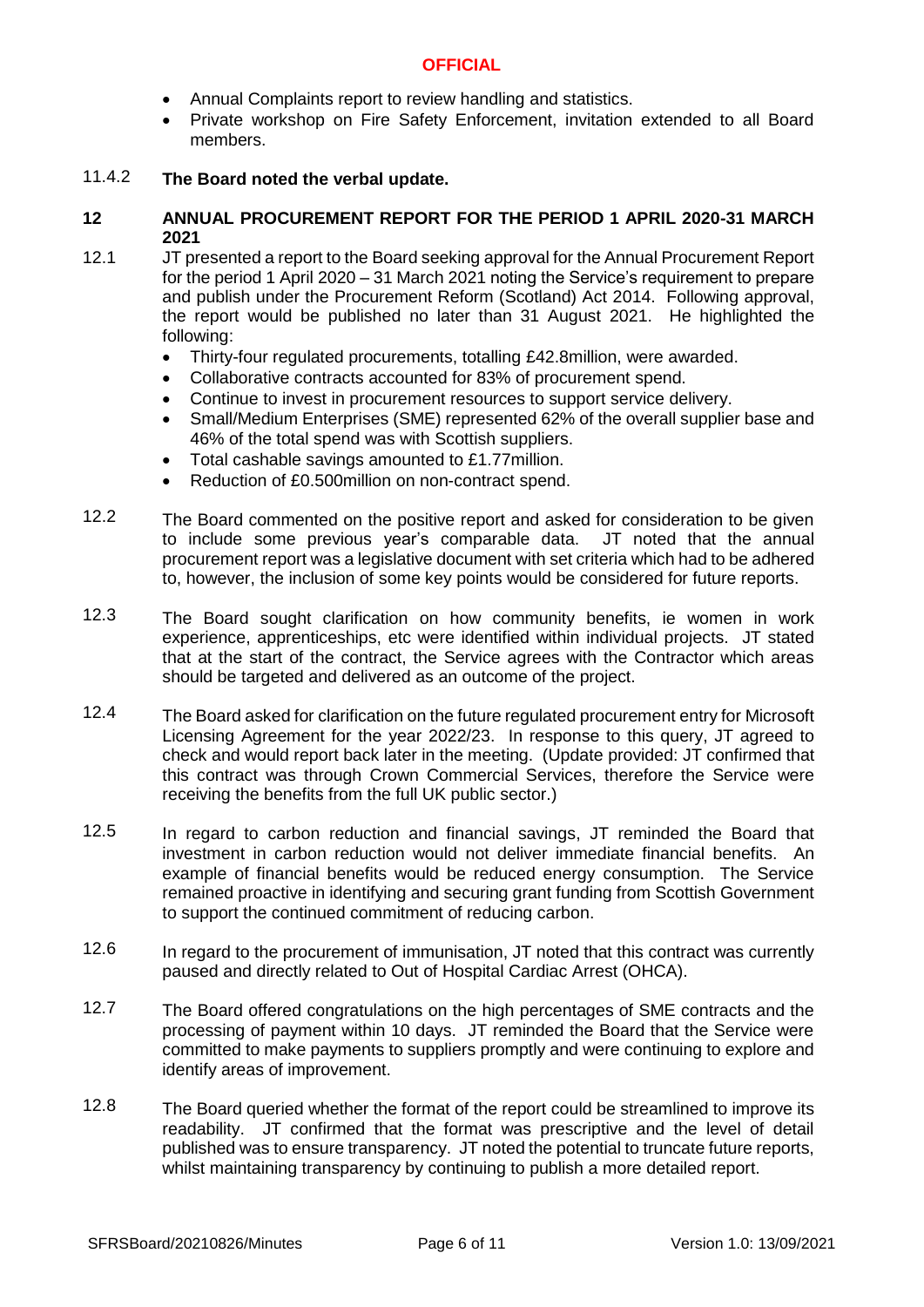- Annual Complaints report to review handling and statistics.
- Private workshop on Fire Safety Enforcement, invitation extended to all Board members.

11.4.2 **The Board noted the verbal update.**

## 12 ANNUAL PROCUREMENT REPORT FOR THE PERIOD 1 APRIL 2020-31 MARCH 2021

12.1 JT presented a report to the Board seeking approval for the Annual Procurement Report for the period 1 April 2020 – 31 March 2021 noting the Service's requirement to prepare and publish under the Procurement Reform (Scotland) Act 2014. Following approval, the report would be published no later than 31 August 2021. He highlighted the following:

- Thirty-four regulated procurements, totalling £42.8million, were awarded.
- Collaborative contracts accounted for 83% of procurement spend.
- Continue to invest in procurement resources to support service delivery.
- Small/Medium Enterprises (SME) represented 62% of the overall supplier base and 46% of the total spend was with Scottish suppliers.
- Total cashable savings amounted to £1.77million.
- Reduction of £0.500million on non-contract spend.

12.2 The Board commented on the positive report and asked for consideration to be given to include some previous year's comparable data. JT noted that the annual procurement report was a legislative document with set criteria which had to be adhered to, however, the inclusion of some key points would be considered for future reports.

12.3 The Board sought clarification on how community benefits, ie women in work experience, apprenticeships, etc were identified within individual projects. JT stated that at the start of the contract, the Service agrees with the Contractor which areas should be targeted and delivered as an outcome of the project.

12.4 The Board asked for clarification on the future regulated procurement entry for Microsoft Licensing Agreement for the year 2022/23. In response to this query, JT agreed to check and would report back later in the meeting. (Update provided: JT confirmed that this contract was through Crown Commercial Services, therefore the Service were receiving the benefits from the full UK public sector.)

12.5 In regard to carbon reduction and financial savings, JT reminded the Board that investment in carbon reduction would not deliver immediate financial benefits. An example of financial benefits would be reduced energy consumption. The Service remained proactive in identifying and securing grant funding from Scottish Government to support the continued commitment of reducing carbon.

12.6 In regard to the procurement of immunisation, JT noted that this contract was currently paused and directly related to Out of Hospital Cardiac Arrest (OHCA).

12.7 The Board offered congratulations on the high percentages of SME contracts and the processing of payment within 10 days. JT reminded the Board that the Service were committed to make payments to suppliers promptly and were continuing to explore and identify areas of improvement.

12.8 The Board queried whether the format of the report could be streamlined to improve its readability. JT confirmed that the format was prescriptive and the level of detail published was to ensure transparency. JT noted the potential to truncate future reports, whilst maintaining transparency by continuing to publish a more detailed report.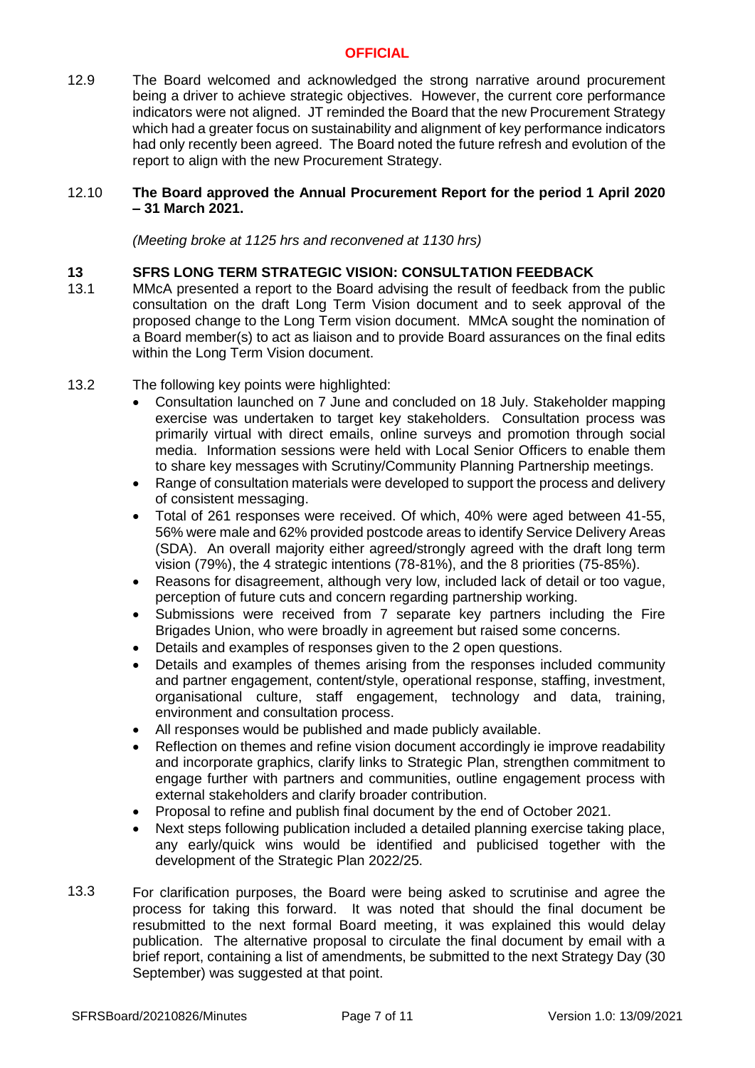12.9 The Board welcomed and acknowledged the strong narrative around procurement being a driver to achieve strategic objectives. However, the current core performance indicators were not aligned. JT reminded the Board that the new Procurement Strategy which had a greater focus on sustainability and alignment of key performance indicators had only recently been agreed. The Board noted the future refresh and evolution of the report to align with the new Procurement Strategy.

12.10 **The Board approved the Annual Procurement Report for the period 1 April 2020 – 31 March 2021.**

*(Meeting broke at 1125 hrs and reconvened at 1130 hrs)*

## 13 SFRS LONG TERM STRATEGIC VISION: CONSULTATION FEEDBACK

13.1 MMcA presented a report to the Board advising the result of feedback from the public consultation on the draft Long Term Vision document and to seek approval of the proposed change to the Long Term vision document. MMcA sought the nomination of a Board member(s) to act as liaison and to provide Board assurances on the final edits within the Long Term Vision document.

13.2 The following key points were highlighted:

- Consultation launched on 7 June and concluded on 18 July. Stakeholder mapping exercise was undertaken to target key stakeholders. Consultation process was primarily virtual with direct emails, online surveys and promotion through social media. Information sessions were held with Local Senior Officers to enable them to share key messages with Scrutiny/Community Planning Partnership meetings.
- Range of consultation materials were developed to support the process and delivery of consistent messaging.
- Total of 261 responses were received. Of which, 40% were aged between 41-55, 56% were male and 62% provided postcode areas to identify Service Delivery Areas (SDA). An overall majority either agreed/strongly agreed with the draft long term vision (79%), the 4 strategic intentions (78-81%), and the 8 priorities (75-85%).
- Reasons for disagreement, although very low, included lack of detail or too vague, perception of future cuts and concern regarding partnership working.
- Submissions were received from 7 separate key partners including the Fire Brigades Union, who were broadly in agreement but raised some concerns.
- Details and examples of responses given to the 2 open questions.
- Details and examples of themes arising from the responses included community and partner engagement, content/style, operational response, staffing, investment, organisational culture, staff engagement, technology and data, training, environment and consultation process.
- All responses would be published and made publicly available.
- Reflection on themes and refine vision document accordingly ie improve readability and incorporate graphics, clarify links to Strategic Plan, strengthen commitment to engage further with partners and communities, outline engagement process with external stakeholders and clarify broader contribution.
- Proposal to refine and publish final document by the end of October 2021.
- Next steps following publication included a detailed planning exercise taking place, any early/quick wins would be identified and publicised together with the development of the Strategic Plan 2022/25.

13.3 For clarification purposes, the Board were being asked to scrutinise and agree the process for taking this forward. It was noted that should the final document be resubmitted to the next formal Board meeting, it was explained this would delay publication. The alternative proposal to circulate the final document by email with a brief report, containing a list of amendments, be submitted to the next Strategy Day (30 September) was suggested at that point.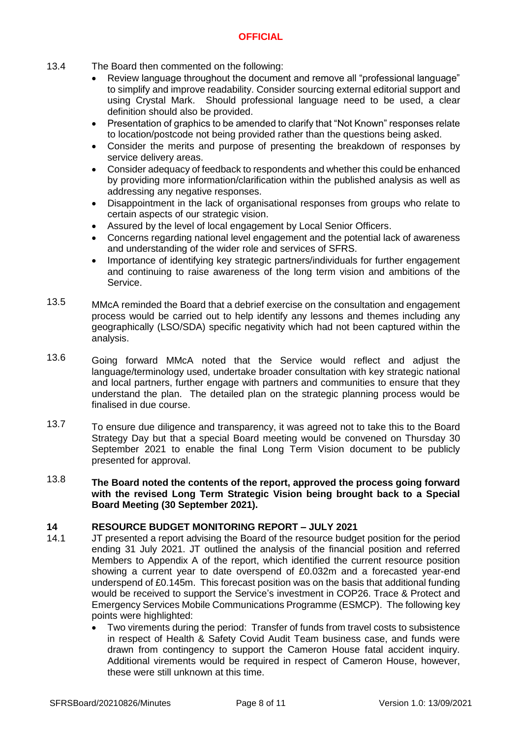13.4 The Board then commented on the following:

- Review language throughout the document and remove all "professional language" to simplify and improve readability. Consider sourcing external editorial support and using Crystal Mark. Should professional language need to be used, a clear definition should also be provided.
- Presentation of graphics to be amended to clarify that "Not Known" responses relate to location/postcode not being provided rather than the questions being asked.
- Consider the merits and purpose of presenting the breakdown of responses by service delivery areas.
- Consider adequacy of feedback to respondents and whether this could be enhanced by providing more information/clarification within the published analysis as well as addressing any negative responses.
- Disappointment in the lack of organisational responses from groups who relate to certain aspects of our strategic vision.
- Assured by the level of local engagement by Local Senior Officers.
- Concerns regarding national level engagement and the potential lack of awareness and understanding of the wider role and services of SFRS.
- Importance of identifying key strategic partners/individuals for further engagement and continuing to raise awareness of the long term vision and ambitions of the Service.

13.5 MMcA reminded the Board that a debrief exercise on the consultation and engagement process would be carried out to help identify any lessons and themes including any geographically (LSO/SDA) specific negativity which had not been captured within the analysis.

13.6 Going forward MMcA noted that the Service would reflect and adjust the language/terminology used, undertake broader consultation with key strategic national and local partners, further engage with partners and communities to ensure that they understand the plan. The detailed plan on the strategic planning process would be finalised in due course.

13.7 To ensure due diligence and transparency, it was agreed not to take this to the Board Strategy Day but that a special Board meeting would be convened on Thursday 30 September 2021 to enable the final Long Term Vision document to be publicly presented for approval.

13.8 **The Board noted the contents of the report, approved the process going forward with the revised Long Term Strategic Vision being brought back to a Special Board Meeting (30 September 2021).**

## 14 RESOURCE BUDGET MONITORING REPORT – JULY 2021

14.1 JT presented a report advising the Board of the resource budget position for the period ending 31 July 2021. JT outlined the analysis of the financial position and referred Members to Appendix A of the report, which identified the current resource position showing a current year to date overspend of £0.032m and a forecasted year-end underspend of £0.145m. This forecast position was on the basis that additional funding would be received to support the Service's investment in COP26. Trace & Protect and Emergency Services Mobile Communications Programme (ESMCP). The following key points were highlighted:

- Two virements during the period: Transfer of funds from travel costs to subsistence in respect of Health & Safety Covid Audit Team business case, and funds were drawn from contingency to support the Cameron House fatal accident inquiry. Additional virements would be required in respect of Cameron House, however, these were still unknown at this time.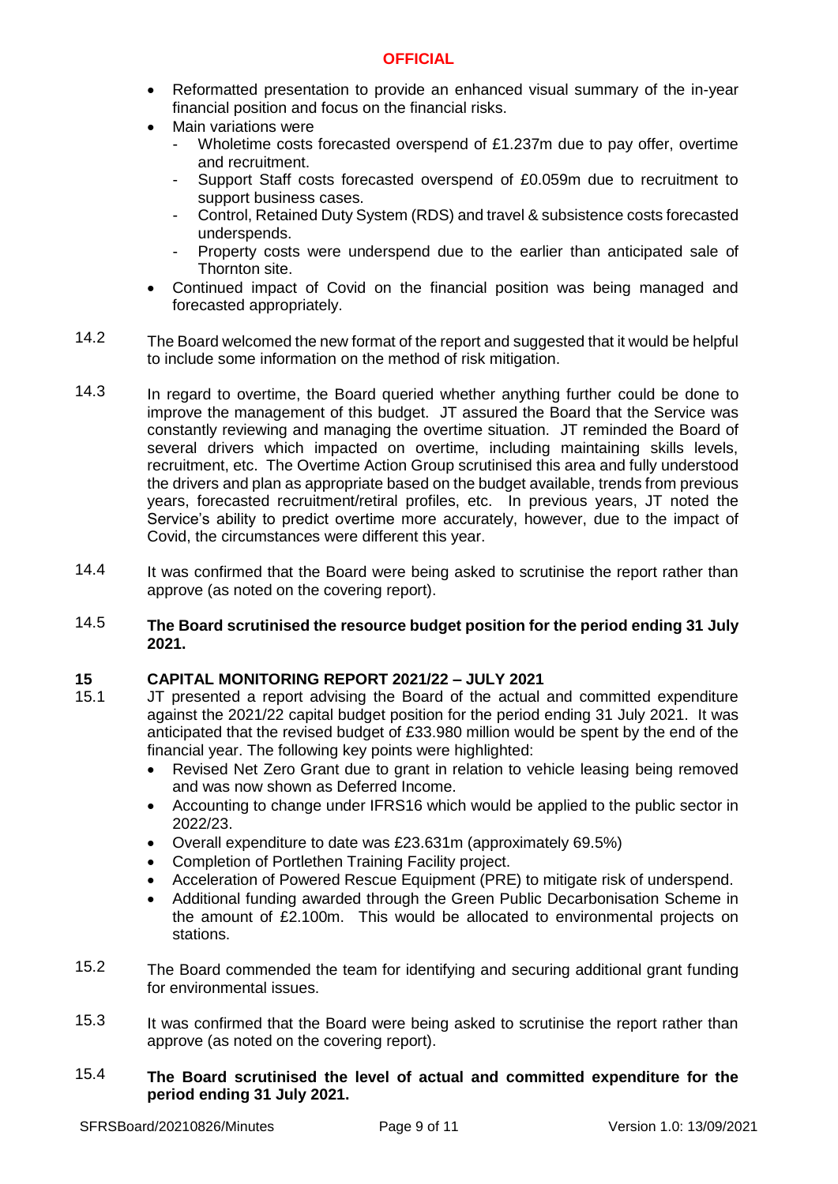- Reformatted presentation to provide an enhanced visual summary of the in-year financial position and focus on the financial risks.
- Main variations were
  - Wholetime costs forecasted overspend of £1.237m due to pay offer, overtime and recruitment.
  - Support Staff costs forecasted overspend of £0.059m due to recruitment to support business cases.
  - Control, Retained Duty System (RDS) and travel & subsistence costs forecasted underspends.
  - Property costs were underspend due to the earlier than anticipated sale of Thornton site.
- Continued impact of Covid on the financial position was being managed and forecasted appropriately.

14.2 The Board welcomed the new format of the report and suggested that it would be helpful to include some information on the method of risk mitigation.

14.3 In regard to overtime, the Board queried whether anything further could be done to improve the management of this budget. JT assured the Board that the Service was constantly reviewing and managing the overtime situation. JT reminded the Board of several drivers which impacted on overtime, including maintaining skills levels, recruitment, etc. The Overtime Action Group scrutinised this area and fully understood the drivers and plan as appropriate based on the budget available, trends from previous years, forecasted recruitment/retiral profiles, etc. In previous years, JT noted the Service's ability to predict overtime more accurately, however, due to the impact of Covid, the circumstances were different this year.

14.4 It was confirmed that the Board were being asked to scrutinise the report rather than approve (as noted on the covering report).

14.5 **The Board scrutinised the resource budget position for the period ending 31 July 2021.**

## 15 CAPITAL MONITORING REPORT 2021/22 – JULY 2021

15.1 JT presented a report advising the Board of the actual and committed expenditure against the 2021/22 capital budget position for the period ending 31 July 2021. It was anticipated that the revised budget of £33.980 million would be spent by the end of the financial year. The following key points were highlighted:

- Revised Net Zero Grant due to grant in relation to vehicle leasing being removed and was now shown as Deferred Income.
- Accounting to change under IFRS16 which would be applied to the public sector in 2022/23.
- Overall expenditure to date was £23.631m (approximately 69.5%)
- Completion of Portlethen Training Facility project.
- Acceleration of Powered Rescue Equipment (PRE) to mitigate risk of underspend.
- Additional funding awarded through the Green Public Decarbonisation Scheme in the amount of £2.100m. This would be allocated to environmental projects on stations.

15.2 The Board commended the team for identifying and securing additional grant funding for environmental issues.

15.3 It was confirmed that the Board were being asked to scrutinise the report rather than approve (as noted on the covering report).

15.4 **The Board scrutinised the level of actual and committed expenditure for the period ending 31 July 2021.**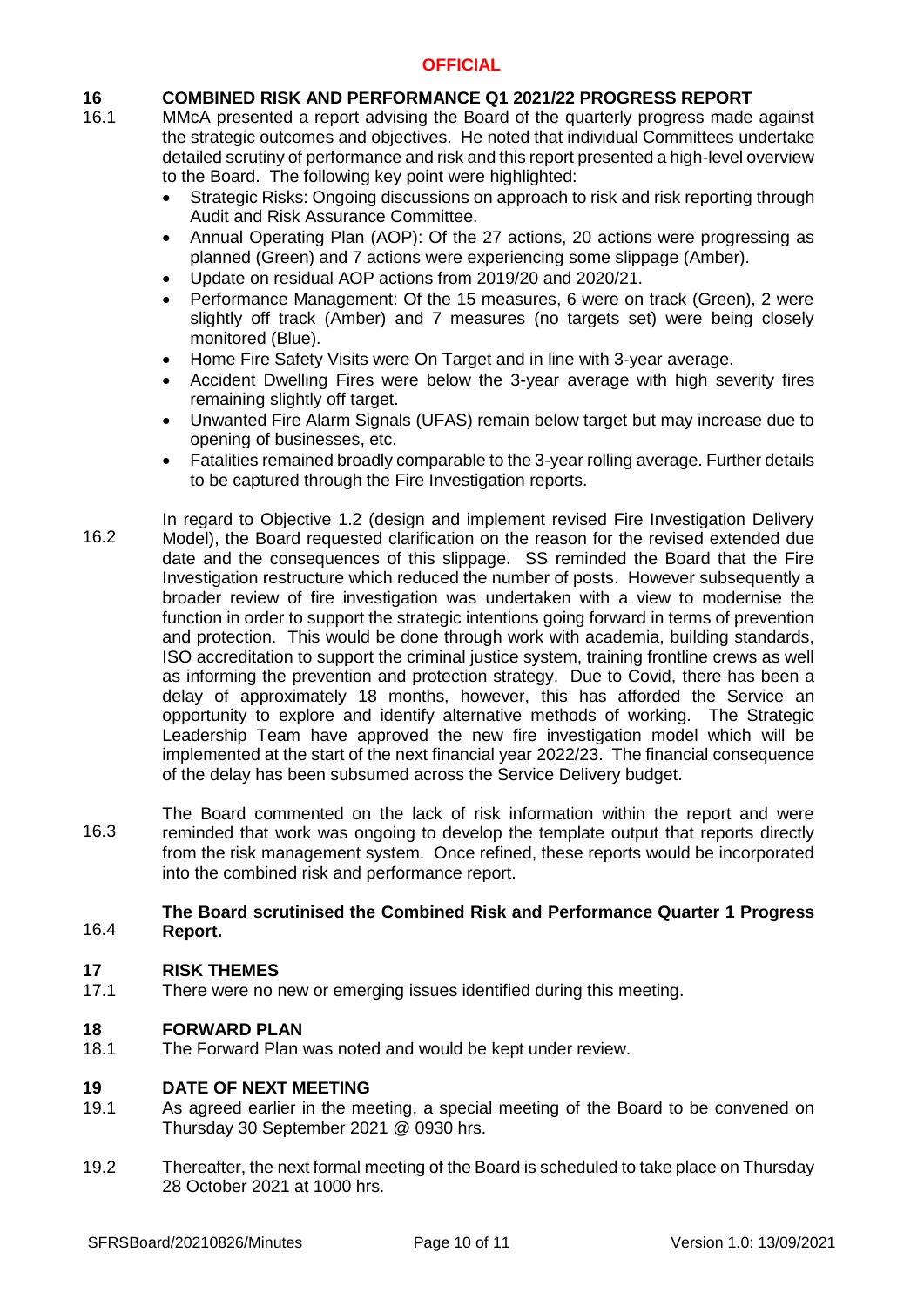**OFFICIAL**

## 16 COMBINED RISK AND PERFORMANCE Q1 2021/22 PROGRESS REPORT

16.1 MMcA presented a report advising the Board of the quarterly progress made against the strategic outcomes and objectives. He noted that individual Committees undertake detailed scrutiny of performance and risk and this report presented a high-level overview to the Board. The following key point were highlighted:

- Strategic Risks: Ongoing discussions on approach to risk and risk reporting through Audit and Risk Assurance Committee.
- Annual Operating Plan (AOP): Of the 27 actions, 20 actions were progressing as planned (Green) and 7 actions were experiencing some slippage (Amber).
- Update on residual AOP actions from 2019/20 and 2020/21.
- Performance Management: Of the 15 measures, 6 were on track (Green), 2 were slightly off track (Amber) and 7 measures (no targets set) were being closely monitored (Blue).
- Home Fire Safety Visits were On Target and in line with 3-year average.
- Accident Dwelling Fires were below the 3-year average with high severity fires remaining slightly off target.
- Unwanted Fire Alarm Signals (UFAS) remain below target but may increase due to opening of businesses, etc.
- Fatalities remained broadly comparable to the 3-year rolling average. Further details to be captured through the Fire Investigation reports.

16.2 In regard to Objective 1.2 (design and implement revised Fire Investigation Delivery Model), the Board requested clarification on the reason for the revised extended due date and the consequences of this slippage. SS reminded the Board that the Fire Investigation restructure which reduced the number of posts. However subsequently a broader review of fire investigation was undertaken with a view to modernise the function in order to support the strategic intentions going forward in terms of prevention and protection. This would be done through work with academia, building standards, ISO accreditation to support the criminal justice system, training frontline crews as well as informing the prevention and protection strategy. Due to Covid, there has been a delay of approximately 18 months, however, this has afforded the Service an opportunity to explore and identify alternative methods of working. The Strategic Leadership Team have approved the new fire investigation model which will be implemented at the start of the next financial year 2022/23. The financial consequence of the delay has been subsumed across the Service Delivery budget.

16.3 The Board commented on the lack of risk information within the report and were reminded that work was ongoing to develop the template output that reports directly from the risk management system. Once refined, these reports would be incorporated into the combined risk and performance report.

16.4 **The Board scrutinised the Combined Risk and Performance Quarter 1 Progress Report.**

## 17 RISK THEMES

17.1 There were no new or emerging issues identified during this meeting.

## 18 FORWARD PLAN

18.1 The Forward Plan was noted and would be kept under review.

## 19 DATE OF NEXT MEETING

19.1 As agreed earlier in the meeting, a special meeting of the Board to be convened on Thursday 30 September 2021 @ 0930 hrs.

19.2 Thereafter, the next formal meeting of the Board is scheduled to take place on Thursday 28 October 2021 at 1000 hrs.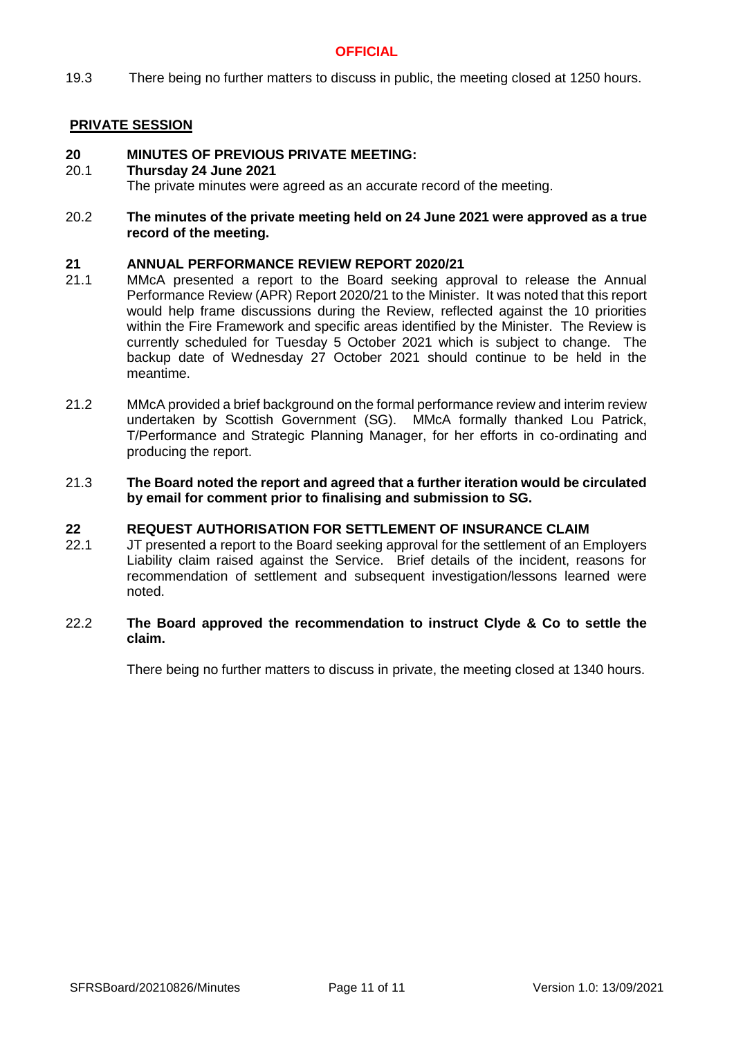19.3 There being no further matters to discuss in public, the meeting closed at 1250 hours.

**PRIVATE SESSION**

**20 MINUTES OF PREVIOUS PRIVATE MEETING:**

20.1 **Thursday 24 June 2021**
The private minutes were agreed as an accurate record of the meeting.

20.2 **The minutes of the private meeting held on 24 June 2021 were approved as a true record of the meeting.**

**21 ANNUAL PERFORMANCE REVIEW REPORT 2020/21**

21.1 MMcA presented a report to the Board seeking approval to release the Annual Performance Review (APR) Report 2020/21 to the Minister. It was noted that this report would help frame discussions during the Review, reflected against the 10 priorities within the Fire Framework and specific areas identified by the Minister. The Review is currently scheduled for Tuesday 5 October 2021 which is subject to change. The backup date of Wednesday 27 October 2021 should continue to be held in the meantime.

21.2 MMcA provided a brief background on the formal performance review and interim review undertaken by Scottish Government (SG). MMcA formally thanked Lou Patrick, T/Performance and Strategic Planning Manager, for her efforts in co-ordinating and producing the report.

21.3 **The Board noted the report and agreed that a further iteration would be circulated by email for comment prior to finalising and submission to SG.**

**22 REQUEST AUTHORISATION FOR SETTLEMENT OF INSURANCE CLAIM**

22.1 JT presented a report to the Board seeking approval for the settlement of an Employers Liability claim raised against the Service. Brief details of the incident, reasons for recommendation of settlement and subsequent investigation/lessons learned were noted.

22.2 **The Board approved the recommendation to instruct Clyde & Co to settle the claim.**

There being no further matters to discuss in private, the meeting closed at 1340 hours.